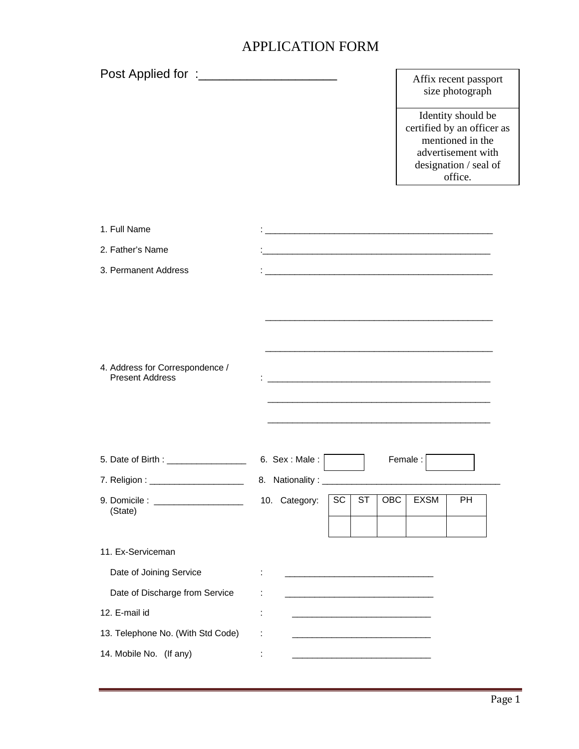# APPLICATION FORM

Post Applied for :____________________

| Affix recent passport size photograph |
|---|
| Identity should be certified by an officer as mentioned in the advertisement with designation / seal of office. |

1. Full Name : ______________________________________________

2. Father's Name :______________________________________________

3. Permanent Address : ______________________________________________

______________________________________________

______________________________________________

4. Address for Correspondence / Present Address : ______________________________________________

______________________________________________

______________________________________________

5. Date of Birth : ________________

6. Sex : Male : [ ] Female : [ ]

7. Religion : ___________________

8. Nationality : ____________________________________

9. Domicile : __________________ (State)

10. Category:

| SC | ST | OBC | EXSM | PH |
|---|---|---|---|---|
| | | | | |

11. Ex-Serviceman

Date of Joining Service : ______________________________

Date of Discharge from Service : ______________________________

12. E-mail id : ____________________________

13. Telephone No. (With Std Code) : ____________________________

14. Mobile No. (If any) : ____________________________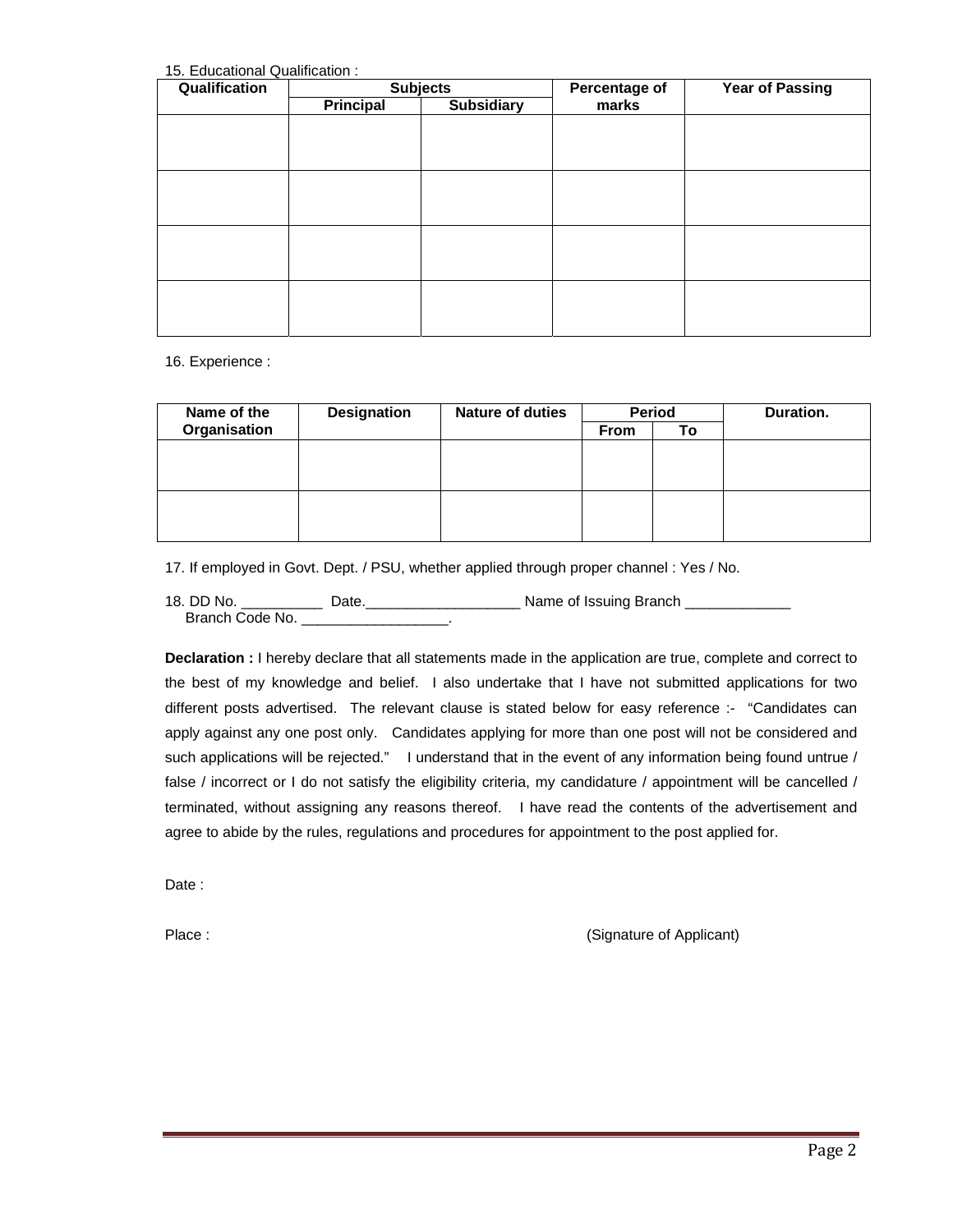15. Educational Qualification :

| Qualification | Subjects | | Percentage of marks | Year of Passing |
|---|---|---|---|---|
| | Principal | Subsidiary | | |
| | | | | |
| | | | | |
| | | | | |
| | | | | |

16. Experience :

| Name of the Organisation | Designation | Nature of duties | Period | | Duration. |
|---|---|---|---|---|---|
| | | | From | To | |
| | | | | | |
| | | | | | |

17. If employed in Govt. Dept. / PSU, whether applied through proper channel : Yes / No.

18. DD No. __________ Date.___________________ Name of Issuing Branch _____________
Branch Code No. __________________.

**Declaration :** I hereby declare that all statements made in the application are true, complete and correct to the best of my knowledge and belief. I also undertake that I have not submitted applications for two different posts advertised. The relevant clause is stated below for easy reference :- "Candidates can apply against any one post only. Candidates applying for more than one post will not be considered and such applications will be rejected." I understand that in the event of any information being found untrue / false / incorrect or I do not satisfy the eligibility criteria, my candidature / appointment will be cancelled / terminated, without assigning any reasons thereof. I have read the contents of the advertisement and agree to abide by the rules, regulations and procedures for appointment to the post applied for.

Date :

Place : (Signature of Applicant)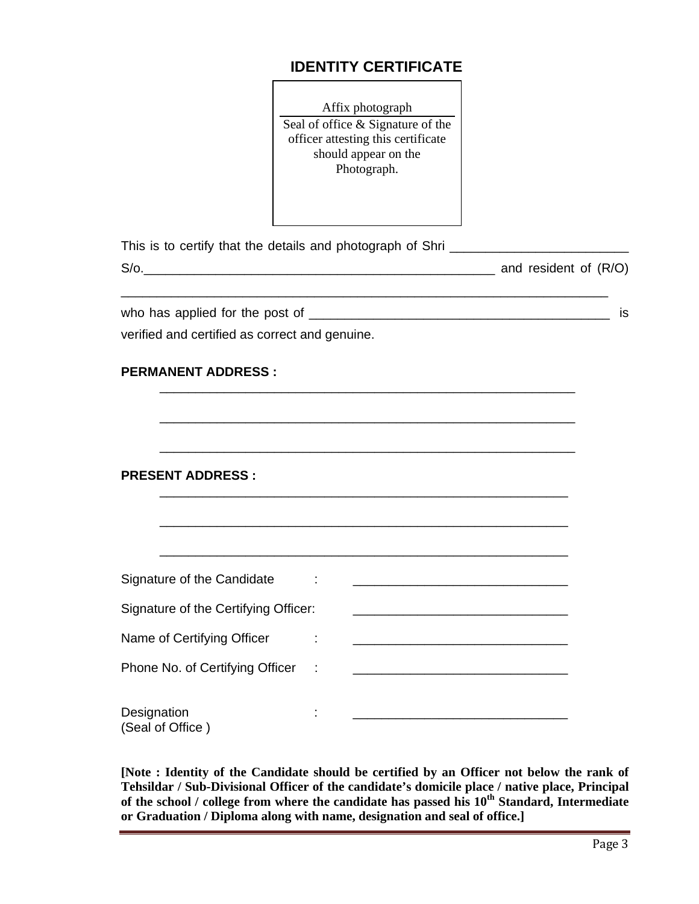# IDENTITY CERTIFICATE

Affix photograph

Seal of office & Signature of the officer attesting this certificate should appear on the Photograph.

This is to certify that the details and photograph of Shri ________________________ S/o.__________________________________________________ and resident of (R/O) ______________________________________________________________________ who has applied for the post of __________________________________________ is verified and certified as correct and genuine.

**PERMANENT ADDRESS :**

____________________________________________________________

____________________________________________________________

____________________________________________________________

**PRESENT ADDRESS :**

____________________________________________________________

____________________________________________________________

____________________________________________________________

Signature of the Candidate : ______________________________

Signature of the Certifying Officer: ______________________________

Name of Certifying Officer : ______________________________

Phone No. of Certifying Officer : ______________________________

Designation : ______________________________
(Seal of Office )

**[Note : Identity of the Candidate should be certified by an Officer not below the rank of Tehsildar / Sub-Divisional Officer of the candidate's domicile place / native place, Principal of the school / college from where the candidate has passed his 10th Standard, Intermediate or Graduation / Diploma along with name, designation and seal of office.]**